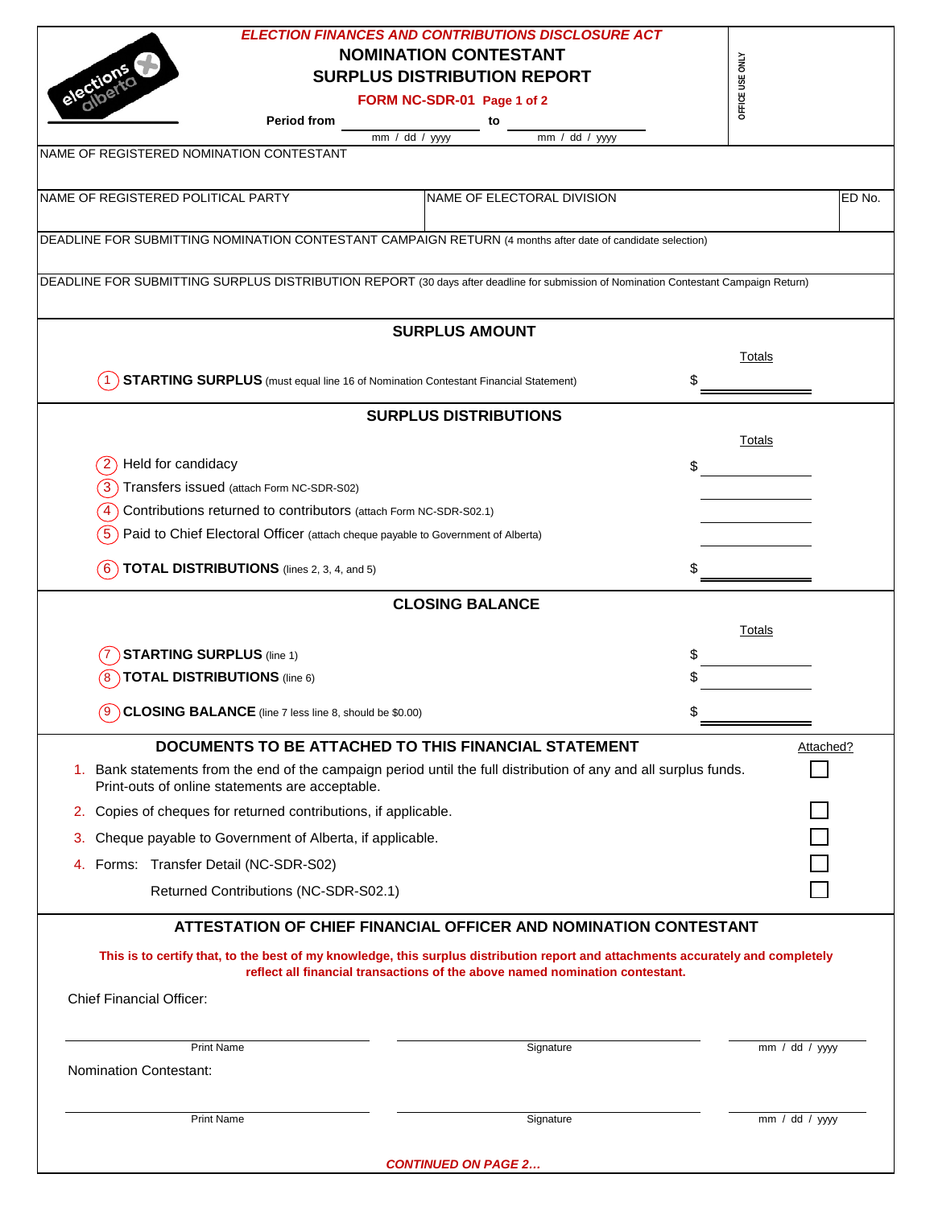*ELECTION FINANCES AND CONTRIBUTIONS DISCLOSURE ACT*

# NOMINATION CONTESTANT SURPLUS DISTRIBUTION REPORT

**FORM NC-SDR-01 Page 1 of 2**

OFFICE USE ONLY

**Period from** ____________ **to** ____________
mm / dd / yyyy mm / dd / yyyy

| NAME OF REGISTERED NOMINATION CONTESTANT | | |
|---|---|---|
| NAME OF REGISTERED POLITICAL PARTY | NAME OF ELECTORAL DIVISION | ED No. |
| DEADLINE FOR SUBMITTING NOMINATION CONTESTANT CAMPAIGN RETURN (4 months after date of candidate selection) | | |
| DEADLINE FOR SUBMITTING SURPLUS DISTRIBUTION REPORT (30 days after deadline for submission of Nomination Contestant Campaign Return) | | |

## SURPLUS AMOUNT

| | Totals |
|---|---|
| 1 **STARTING SURPLUS** (must equal line 16 of Nomination Contestant Financial Statement) | $ |

## SURPLUS DISTRIBUTIONS

| | Totals |
|---|---|
| 2 Held for candidacy | $ |
| 3 Transfers issued (attach Form NC-SDR-S02) | |
| 4 Contributions returned to contributors (attach Form NC-SDR-S02.1) | |
| 5 Paid to Chief Electoral Officer (attach cheque payable to Government of Alberta) | |
| 6 **TOTAL DISTRIBUTIONS** (lines 2, 3, 4, and 5) | $ |

## CLOSING BALANCE

| | Totals |
|---|---|
| 7 **STARTING SURPLUS** (line 1) | $ |
| 8 **TOTAL DISTRIBUTIONS** (line 6) | $ |
| 9 **CLOSING BALANCE** (line 7 less line 8, should be $0.00) | $ |

## DOCUMENTS TO BE ATTACHED TO THIS FINANCIAL STATEMENT

| | Attached? |
|---|---|
| 1. Bank statements from the end of the campaign period until the full distribution of any and all surplus funds. Print-outs of online statements are acceptable. | ☐ |
| 2. Copies of cheques for returned contributions, if applicable. | ☐ |
| 3. Cheque payable to Government of Alberta, if applicable. | ☐ |
| 4. Forms: Transfer Detail (NC-SDR-S02) | ☐ |
| Returned Contributions (NC-SDR-S02.1) | ☐ |

## ATTESTATION OF CHIEF FINANCIAL OFFICER AND NOMINATION CONTESTANT

**This is to certify that, to the best of my knowledge, this surplus distribution report and attachments accurately and completely reflect all financial transactions of the above named nomination contestant.**

Chief Financial Officer:

| Print Name | Signature | mm / dd / yyyy |
|---|---|---|

Nomination Contestant:

| Print Name | Signature | mm / dd / yyyy |
|---|---|---|

*CONTINUED ON PAGE 2…*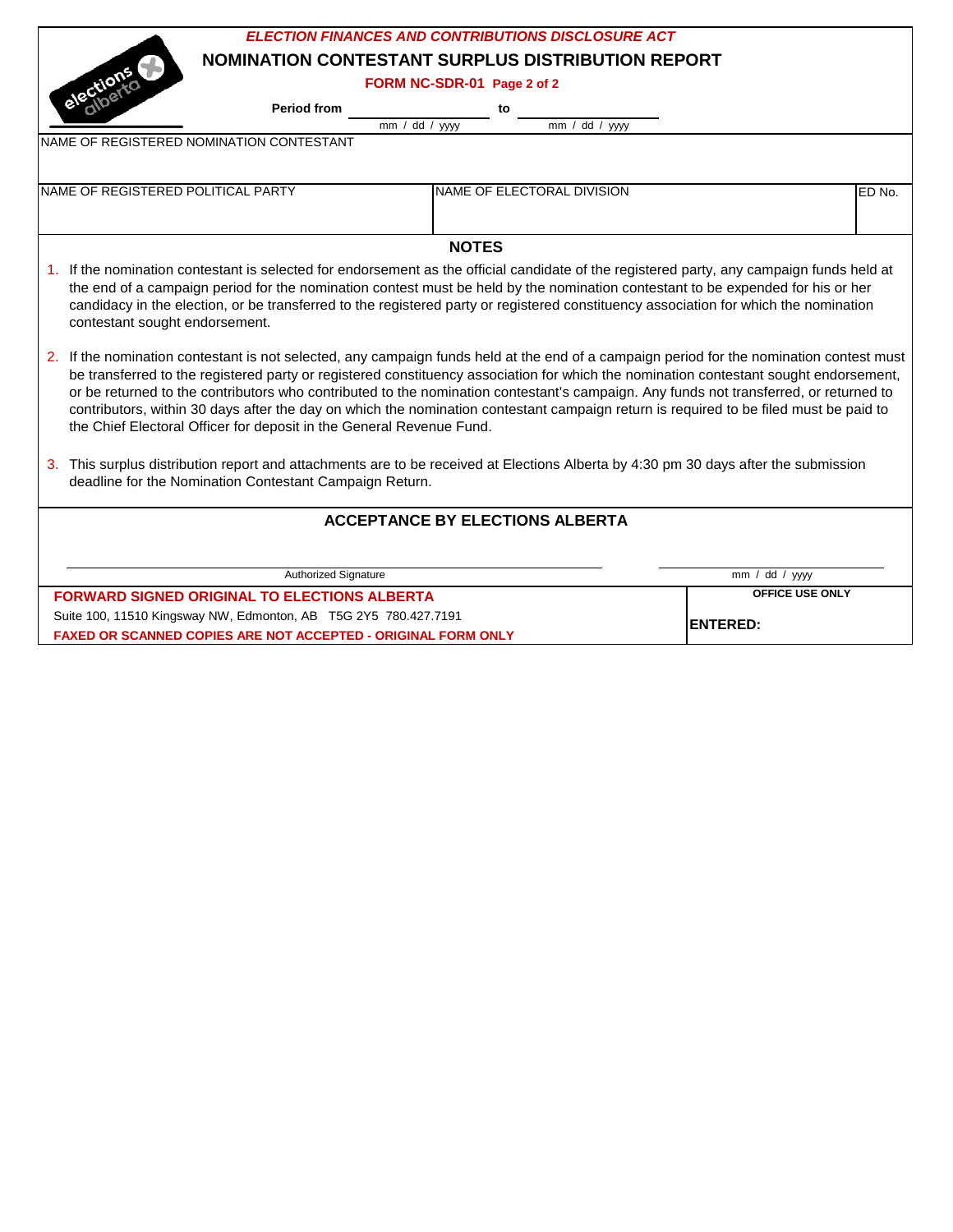***ELECTION FINANCES AND CONTRIBUTIONS DISCLOSURE ACT***

# NOMINATION CONTESTANT SURPLUS DISTRIBUTION REPORT

**FORM NC-SDR-01** **Page 2 of 2**

**Period from** ______________ **to** ______________
mm / dd / yyyy mm / dd / yyyy

| NAME OF REGISTERED NOMINATION CONTESTANT | | |
|---|---|---|
| | | |
| **NAME OF REGISTERED POLITICAL PARTY** | **NAME OF ELECTORAL DIVISION** | **ED No.** |
| | | |

## NOTES

1. If the nomination contestant is selected for endorsement as the official candidate of the registered party, any campaign funds held at the end of a campaign period for the nomination contest must be held by the nomination contestant to be expended for his or her candidacy in the election, or be transferred to the registered party or registered constituency association for which the nomination contestant sought endorsement.

2. If the nomination contestant is not selected, any campaign funds held at the end of a campaign period for the nomination contest must be transferred to the registered party or registered constituency association for which the nomination contestant sought endorsement, or be returned to the contributors who contributed to the nomination contestant's campaign. Any funds not transferred, or returned to contributors, within 30 days after the day on which the nomination contestant campaign return is required to be filed must be paid to the Chief Electoral Officer for deposit in the General Revenue Fund.

3. This surplus distribution report and attachments are to be received at Elections Alberta by 4:30 pm 30 days after the submission deadline for the Nomination Contestant Campaign Return.

## ACCEPTANCE BY ELECTIONS ALBERTA

______________________________ ______________
Authorized Signature mm / dd / yyyy

**FORWARD SIGNED ORIGINAL TO ELECTIONS ALBERTA**

Suite 100, 11510 Kingsway NW, Edmonton, AB T5G 2Y5 780.427.7191

**FAXED OR SCANNED COPIES ARE NOT ACCEPTED - ORIGINAL FORM ONLY**

**OFFICE USE ONLY**

**ENTERED:**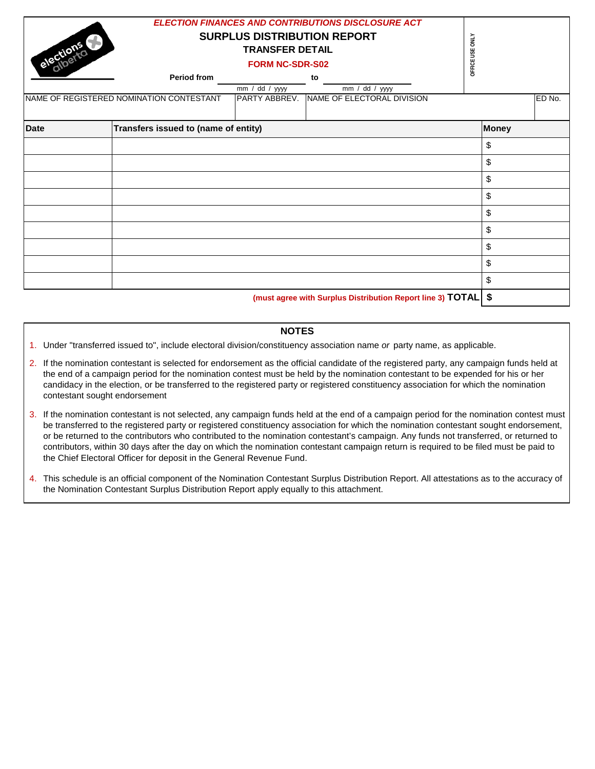*ELECTION FINANCES AND CONTRIBUTIONS DISCLOSURE ACT*

# SURPLUS DISTRIBUTION REPORT

## TRANSFER DETAIL

**FORM NC-SDR-S02**

**Period from** ____________ **to** ____________
mm / dd / yyyy — mm / dd / yyyy

OFFICE USE ONLY

| NAME OF REGISTERED NOMINATION CONTESTANT | PARTY ABBREV. | NAME OF ELECTORAL DIVISION | ED No. |
|---|---|---|---|
| | | | |

| Date | Transfers issued to (name of entity) | Money |
|---|---|---|
| | | $ |
| | | $ |
| | | $ |
| | | $ |
| | | $ |
| | | $ |
| | | $ |
| | | $ |
| | | $ |
| | **(must agree with Surplus Distribution Report line 3) TOTAL** | **$** |

### NOTES

1. Under "transferred issued to", include electoral division/constituency association name *or* party name, as applicable.
2. If the nomination contestant is selected for endorsement as the official candidate of the registered party, any campaign funds held at the end of a campaign period for the nomination contest must be held by the nomination contestant to be expended for his or her candidacy in the election, or be transferred to the registered party or registered constituency association for which the nomination contestant sought endorsement
3. If the nomination contestant is not selected, any campaign funds held at the end of a campaign period for the nomination contest must be transferred to the registered party or registered constituency association for which the nomination contestant sought endorsement, or be returned to the contributors who contributed to the nomination contestant's campaign. Any funds not transferred, or returned to contributors, within 30 days after the day on which the nomination contestant campaign return is required to be filed must be paid to the Chief Electoral Officer for deposit in the General Revenue Fund.
4. This schedule is an official component of the Nomination Contestant Surplus Distribution Report. All attestations as to the accuracy of the Nomination Contestant Surplus Distribution Report apply equally to this attachment.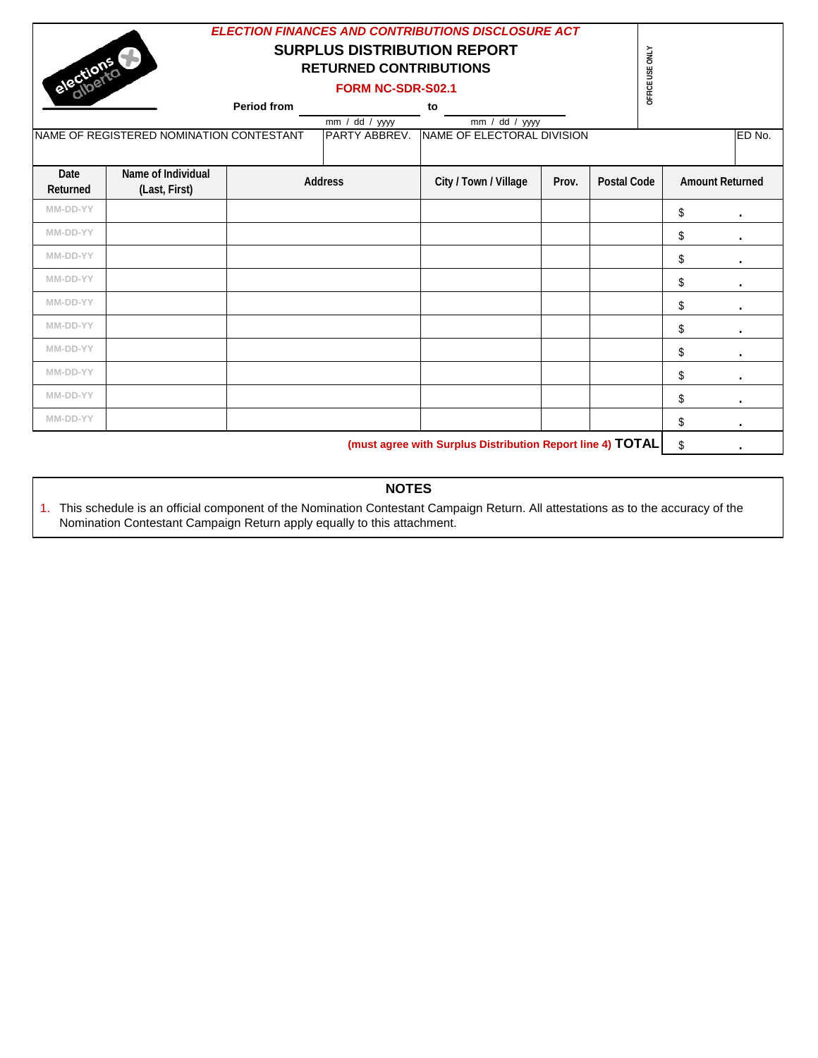*ELECTION FINANCES AND CONTRIBUTIONS DISCLOSURE ACT*

# SURPLUS DISTRIBUTION REPORT

## RETURNED CONTRIBUTIONS

**FORM NC-SDR-S02.1**

**Period from** ______________ **to** ______________
mm / dd / yyyy — mm / dd / yyyy

OFFICE USE ONLY

| NAME OF REGISTERED NOMINATION CONTESTANT | PARTY ABBREV. | NAME OF ELECTORAL DIVISION | ED No. |
|---|---|---|---|
| | | | |

| Date Returned | Name of Individual (Last, First) | Address | City / Town / Village | Prov. | Postal Code | Amount Returned |
|---|---|---|---|---|---|---|
| MM-DD-YY | | | | | | $ . |
| MM-DD-YY | | | | | | $ . |
| MM-DD-YY | | | | | | $ . |
| MM-DD-YY | | | | | | $ . |
| MM-DD-YY | | | | | | $ . |
| MM-DD-YY | | | | | | $ . |
| MM-DD-YY | | | | | | $ . |
| MM-DD-YY | | | | | | $ . |
| MM-DD-YY | | | | | | $ . |
| MM-DD-YY | | | | | | $ . |
| | | | | | (must agree with Surplus Distribution Report line 4) **TOTAL** | $ . |

### NOTES

1. This schedule is an official component of the Nomination Contestant Campaign Return. All attestations as to the accuracy of the Nomination Contestant Campaign Return apply equally to this attachment.